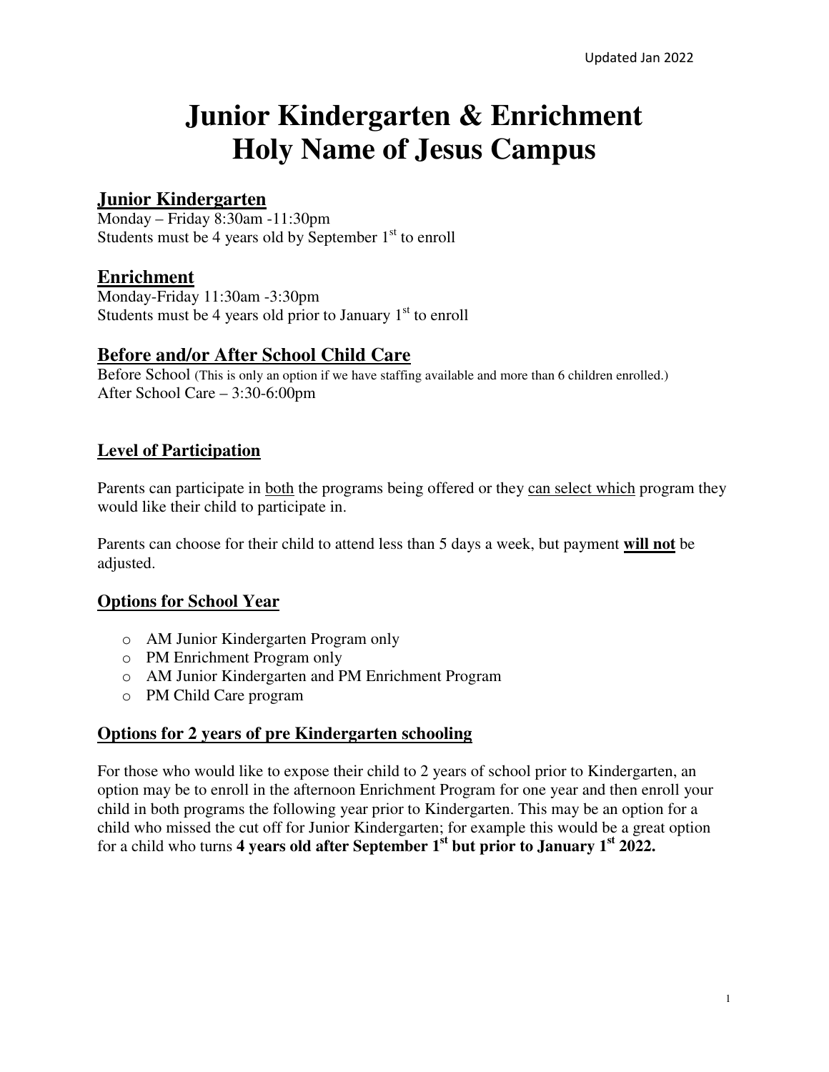Updated Jan 2022

# Junior Kindergarten & Enrichment Holy Name of Jesus Campus

## Junior Kindergarten

Monday – Friday 8:30am -11:30pm
Students must be 4 years old by September 1st to enroll

## Enrichment

Monday-Friday 11:30am -3:30pm
Students must be 4 years old prior to January 1st to enroll

## Before and/or After School Child Care

Before School (This is only an option if we have staffing available and more than 6 children enrolled.)
After School Care – 3:30-6:00pm

### Level of Participation

Parents can participate in both the programs being offered or they can select which program they would like their child to participate in.

Parents can choose for their child to attend less than 5 days a week, but payment **will not** be adjusted.

### Options for School Year

- AM Junior Kindergarten Program only
- PM Enrichment Program only
- AM Junior Kindergarten and PM Enrichment Program
- PM Child Care program

### Options for 2 years of pre Kindergarten schooling

For those who would like to expose their child to 2 years of school prior to Kindergarten, an option may be to enroll in the afternoon Enrichment Program for one year and then enroll your child in both programs the following year prior to Kindergarten. This may be an option for a child who missed the cut off for Junior Kindergarten; for example this would be a great option for a child who turns **4 years old after September 1st but prior to January 1st 2022.**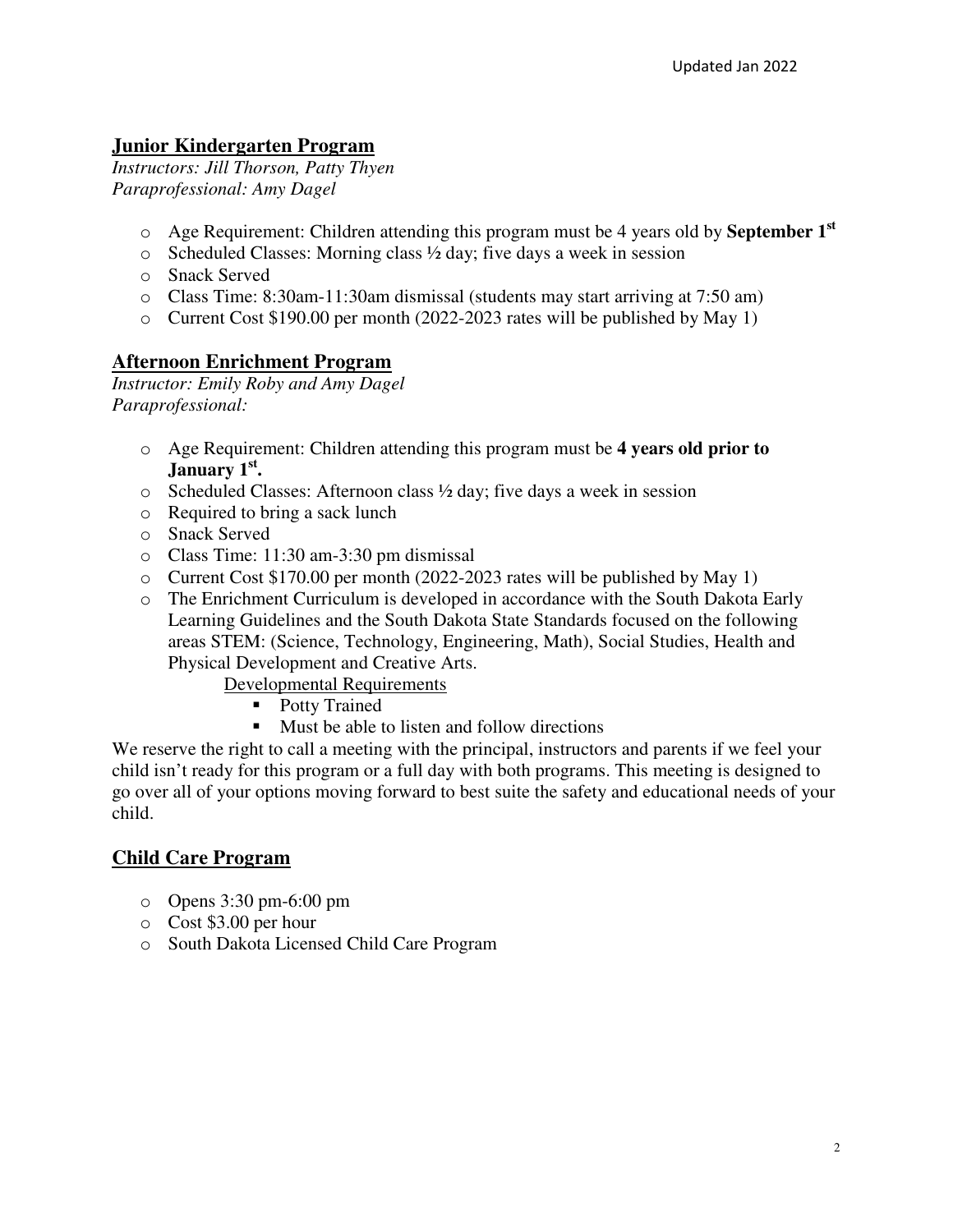## Junior Kindergarten Program

*Instructors: Jill Thorson, Patty Thyen*
*Paraprofessional: Amy Dagel*

- Age Requirement: Children attending this program must be 4 years old by **September 1st**
- Scheduled Classes: Morning class ½ day; five days a week in session
- Snack Served
- Class Time: 8:30am-11:30am dismissal (students may start arriving at 7:50 am)
- Current Cost $190.00 per month (2022-2023 rates will be published by May 1)

## Afternoon Enrichment Program

*Instructor: Emily Roby and Amy Dagel*
*Paraprofessional:*

- Age Requirement: Children attending this program must be **4 years old prior to January 1st.**
- Scheduled Classes: Afternoon class ½ day; five days a week in session
- Required to bring a sack lunch
- Snack Served
- Class Time: 11:30 am-3:30 pm dismissal
- Current Cost $170.00 per month (2022-2023 rates will be published by May 1)
- The Enrichment Curriculum is developed in accordance with the South Dakota Early Learning Guidelines and the South Dakota State Standards focused on the following areas STEM: (Science, Technology, Engineering, Math), Social Studies, Health and Physical Development and Creative Arts.

  Developmental Requirements
  - Potty Trained
  - Must be able to listen and follow directions

We reserve the right to call a meeting with the principal, instructors and parents if we feel your child isn't ready for this program or a full day with both programs. This meeting is designed to go over all of your options moving forward to best suite the safety and educational needs of your child.

## Child Care Program

- Opens 3:30 pm-6:00 pm
- Cost $3.00 per hour
- South Dakota Licensed Child Care Program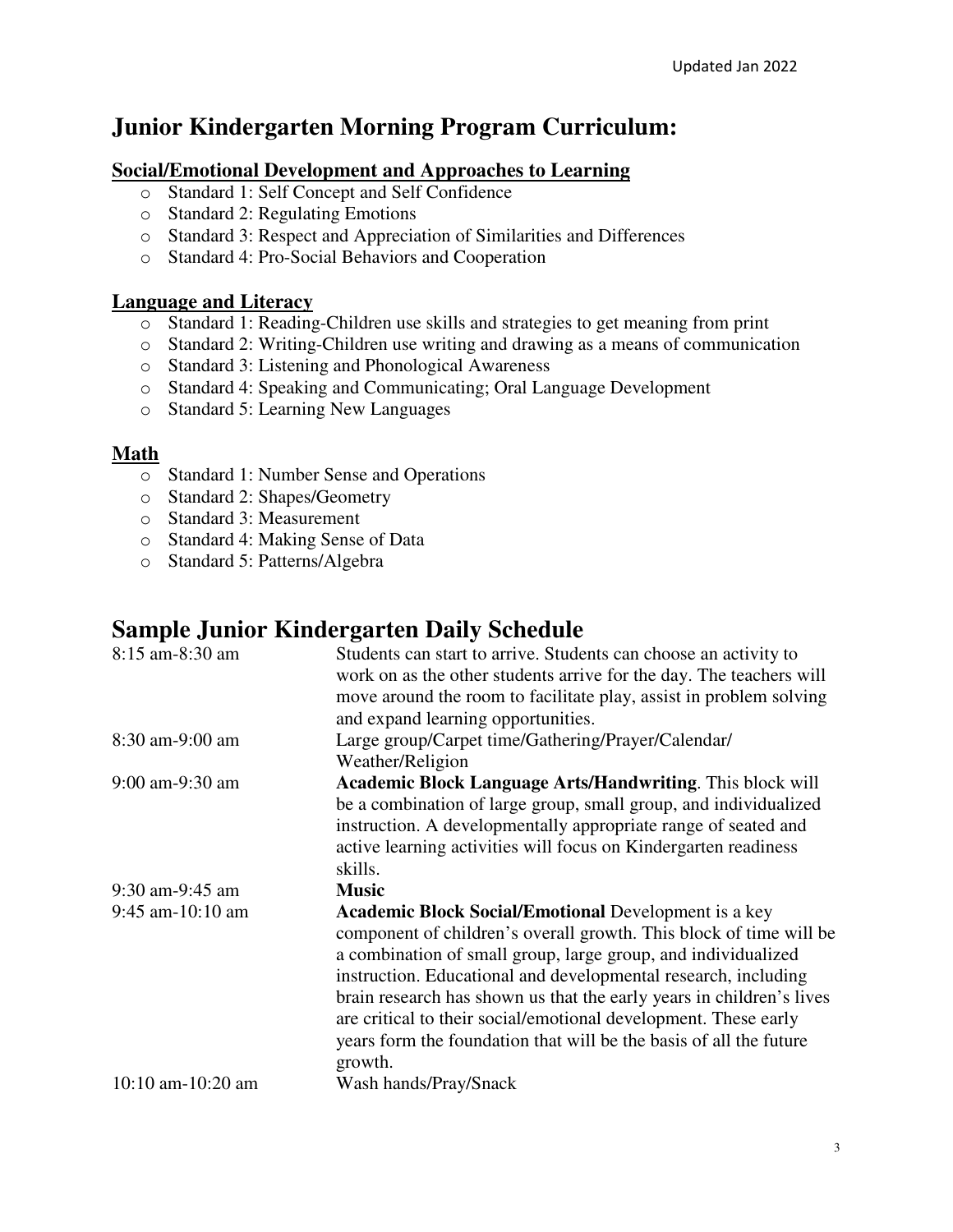## Junior Kindergarten Morning Program Curriculum:

**Social/Emotional Development and Approaches to Learning**

- Standard 1: Self Concept and Self Confidence
- Standard 2: Regulating Emotions
- Standard 3: Respect and Appreciation of Similarities and Differences
- Standard 4: Pro-Social Behaviors and Cooperation

**Language and Literacy**

- Standard 1: Reading-Children use skills and strategies to get meaning from print
- Standard 2: Writing-Children use writing and drawing as a means of communication
- Standard 3: Listening and Phonological Awareness
- Standard 4: Speaking and Communicating; Oral Language Development
- Standard 5: Learning New Languages

**Math**

- Standard 1: Number Sense and Operations
- Standard 2: Shapes/Geometry
- Standard 3: Measurement
- Standard 4: Making Sense of Data
- Standard 5: Patterns/Algebra

## Sample Junior Kindergarten Daily Schedule

| | |
|---|---|
| 8:15 am-8:30 am | Students can start to arrive. Students can choose an activity to work on as the other students arrive for the day. The teachers will move around the room to facilitate play, assist in problem solving and expand learning opportunities. |
| 8:30 am-9:00 am | Large group/Carpet time/Gathering/Prayer/Calendar/ Weather/Religion |
| 9:00 am-9:30 am | **Academic Block Language Arts/Handwriting**. This block will be a combination of large group, small group, and individualized instruction. A developmentally appropriate range of seated and active learning activities will focus on Kindergarten readiness skills. |
| 9:30 am-9:45 am | **Music** |
| 9:45 am-10:10 am | **Academic Block Social/Emotional** Development is a key component of children's overall growth. This block of time will be a combination of small group, large group, and individualized instruction. Educational and developmental research, including brain research has shown us that the early years in children's lives are critical to their social/emotional development. These early years form the foundation that will be the basis of all the future growth. |
| 10:10 am-10:20 am | Wash hands/Pray/Snack |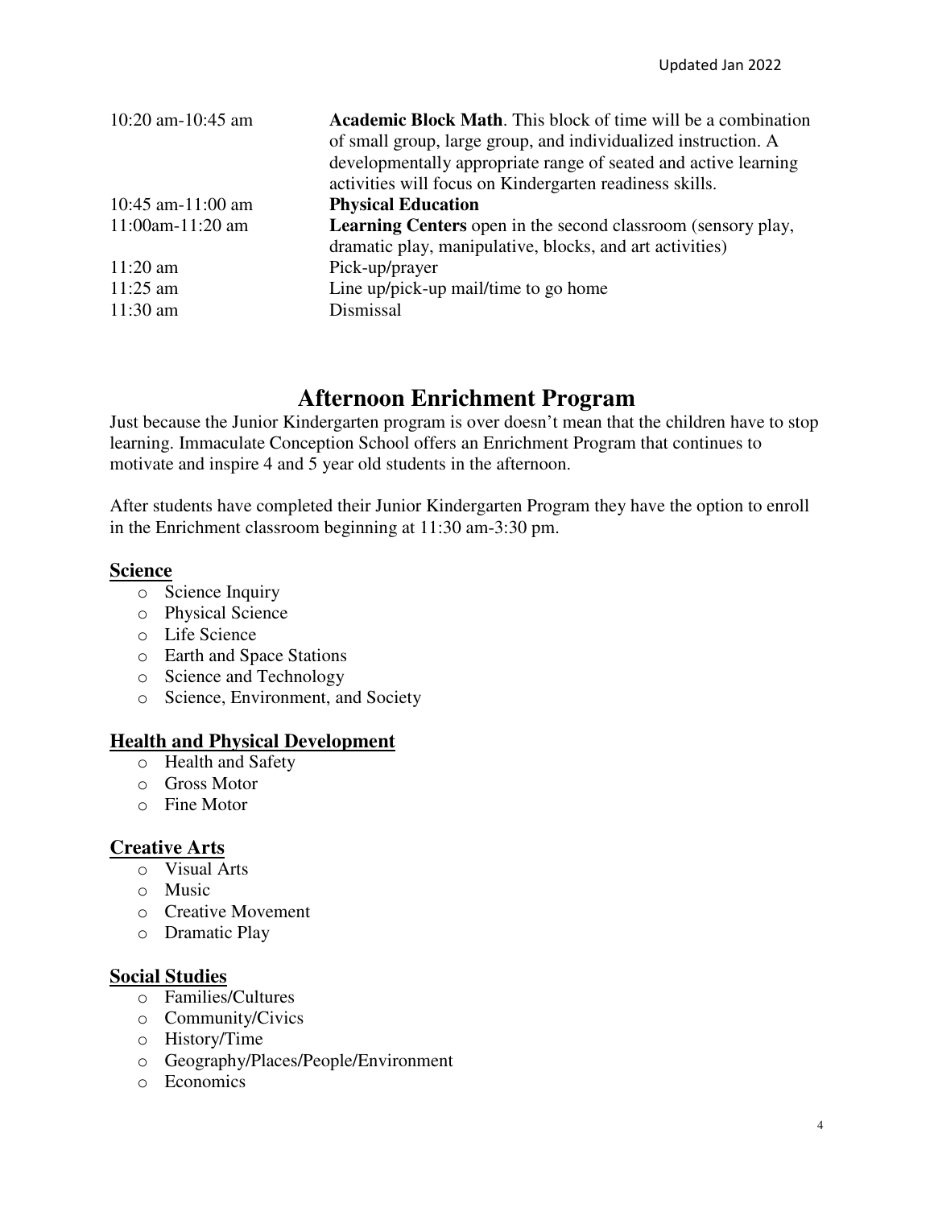| | |
|---|---|
| 10:20 am-10:45 am | **Academic Block Math**. This block of time will be a combination of small group, large group, and individualized instruction. A developmentally appropriate range of seated and active learning activities will focus on Kindergarten readiness skills. |
| 10:45 am-11:00 am | **Physical Education** |
| 11:00am-11:20 am | **Learning Centers** open in the second classroom (sensory play, dramatic play, manipulative, blocks, and art activities) |
| 11:20 am | Pick-up/prayer |
| 11:25 am | Line up/pick-up mail/time to go home |
| 11:30 am | Dismissal |

# Afternoon Enrichment Program

Just because the Junior Kindergarten program is over doesn't mean that the children have to stop learning. Immaculate Conception School offers an Enrichment Program that continues to motivate and inspire 4 and 5 year old students in the afternoon.

After students have completed their Junior Kindergarten Program they have the option to enroll in the Enrichment classroom beginning at 11:30 am-3:30 pm.

## Science

- Science Inquiry
- Physical Science
- Life Science
- Earth and Space Stations
- Science and Technology
- Science, Environment, and Society

## Health and Physical Development

- Health and Safety
- Gross Motor
- Fine Motor

## Creative Arts

- Visual Arts
- Music
- Creative Movement
- Dramatic Play

## Social Studies

- Families/Cultures
- Community/Civics
- History/Time
- Geography/Places/People/Environment
- Economics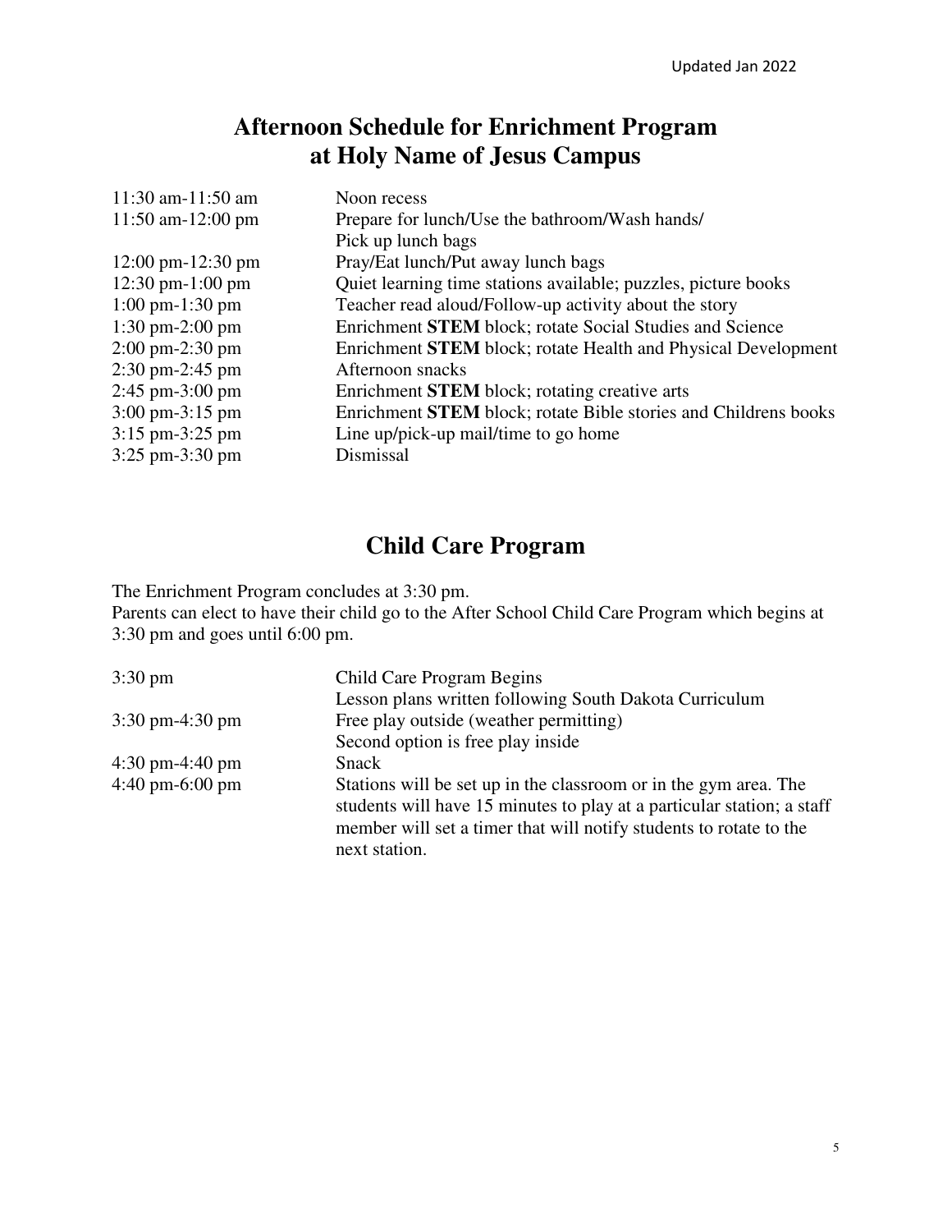# Afternoon Schedule for Enrichment Program at Holy Name of Jesus Campus

| | |
|---|---|
| 11:30 am-11:50 am | Noon recess |
| 11:50 am-12:00 pm | Prepare for lunch/Use the bathroom/Wash hands/ Pick up lunch bags |
| 12:00 pm-12:30 pm | Pray/Eat lunch/Put away lunch bags |
| 12:30 pm-1:00 pm | Quiet learning time stations available; puzzles, picture books |
| 1:00 pm-1:30 pm | Teacher read aloud/Follow-up activity about the story |
| 1:30 pm-2:00 pm | Enrichment **STEM** block; rotate Social Studies and Science |
| 2:00 pm-2:30 pm | Enrichment **STEM** block; rotate Health and Physical Development |
| 2:30 pm-2:45 pm | Afternoon snacks |
| 2:45 pm-3:00 pm | Enrichment **STEM** block; rotating creative arts |
| 3:00 pm-3:15 pm | Enrichment **STEM** block; rotate Bible stories and Childrens books |
| 3:15 pm-3:25 pm | Line up/pick-up mail/time to go home |
| 3:25 pm-3:30 pm | Dismissal |

# Child Care Program

The Enrichment Program concludes at 3:30 pm.
Parents can elect to have their child go to the After School Child Care Program which begins at 3:30 pm and goes until 6:00 pm.

| | |
|---|---|
| 3:30 pm | Child Care Program Begins<br>Lesson plans written following South Dakota Curriculum |
| 3:30 pm-4:30 pm | Free play outside (weather permitting)<br>Second option is free play inside |
| 4:30 pm-4:40 pm | Snack |
| 4:40 pm-6:00 pm | Stations will be set up in the classroom or in the gym area. The students will have 15 minutes to play at a particular station; a staff member will set a timer that will notify students to rotate to the next station. |